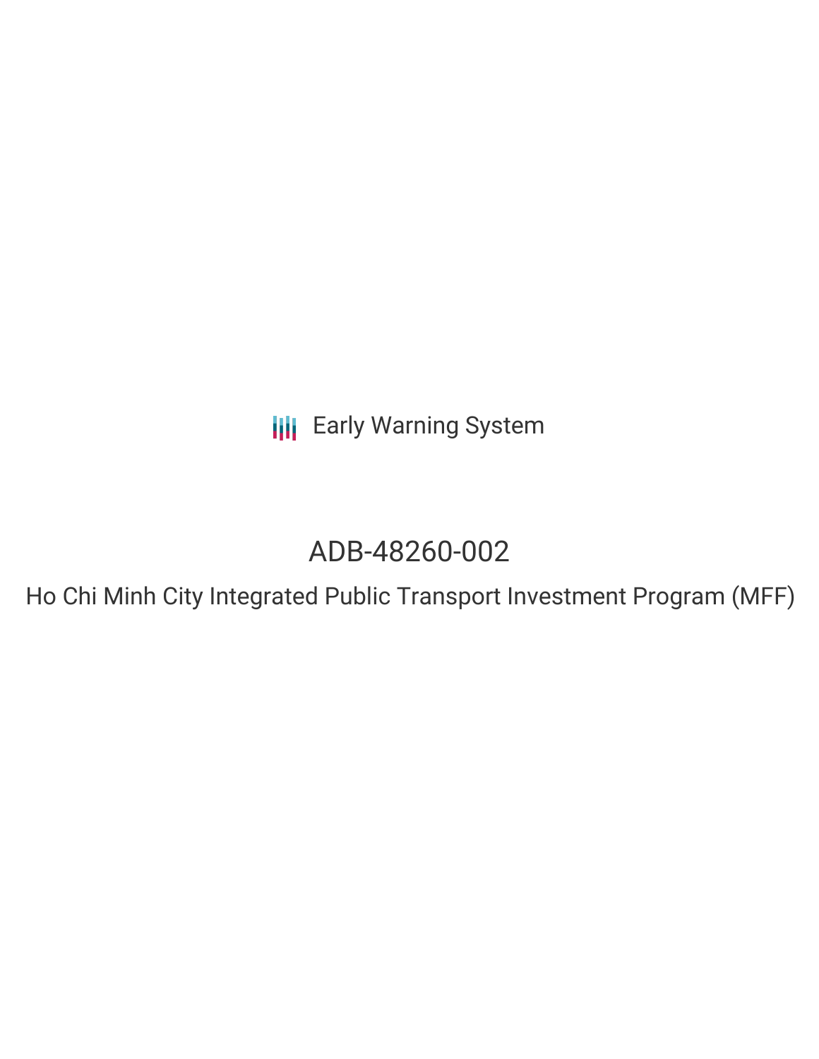Early Warning System

# ADB-48260-002

## Ho Chi Minh City Integrated Public Transport Investment Program (MFF)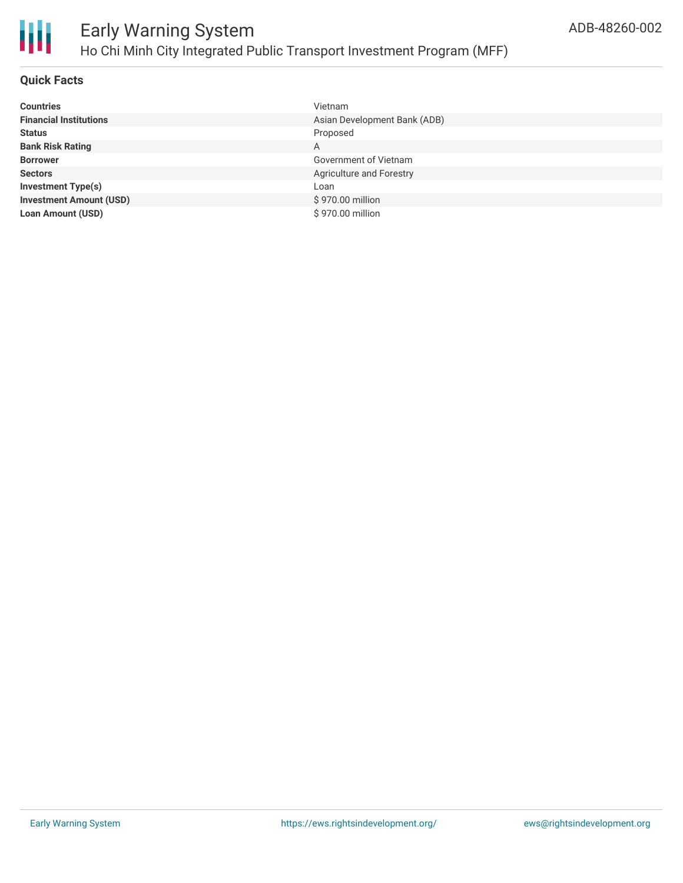# Early Warning System

## Ho Chi Minh City Integrated Public Transport Investment Program (MFF)

ADB-48260-002

### Quick Facts

| | |
|---|---|
| **Countries** | Vietnam |
| **Financial Institutions** | Asian Development Bank (ADB) |
| **Status** | Proposed |
| **Bank Risk Rating** | A |
| **Borrower** | Government of Vietnam |
| **Sectors** | Agriculture and Forestry |
| **Investment Type(s)** | Loan |
| **Investment Amount (USD)** | $ 970.00 million |
| **Loan Amount (USD)** | $ 970.00 million |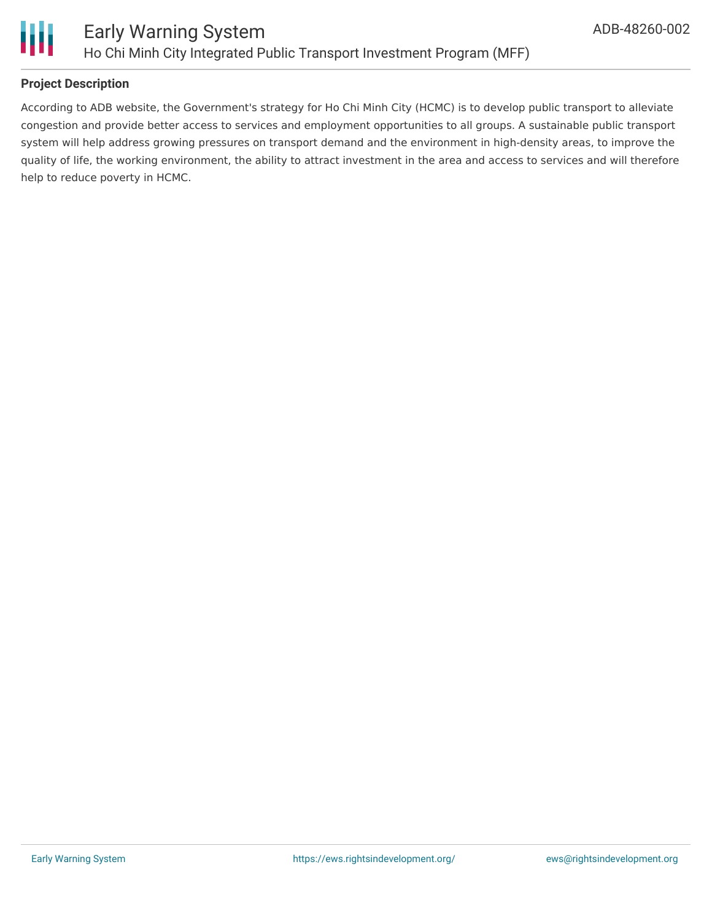## Project Description

According to ADB website, the Government's strategy for Ho Chi Minh City (HCMC) is to develop public transport to alleviate congestion and provide better access to services and employment opportunities to all groups. A sustainable public transport system will help address growing pressures on transport demand and the environment in high-density areas, to improve the quality of life, the working environment, the ability to attract investment in the area and access to services and will therefore help to reduce poverty in HCMC.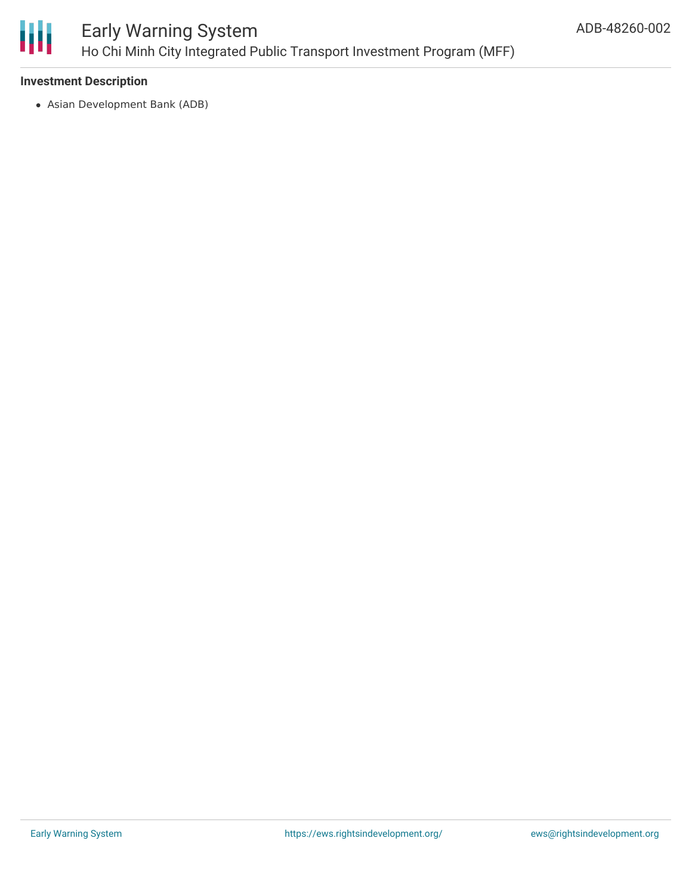### Investment Description

- Asian Development Bank (ADB)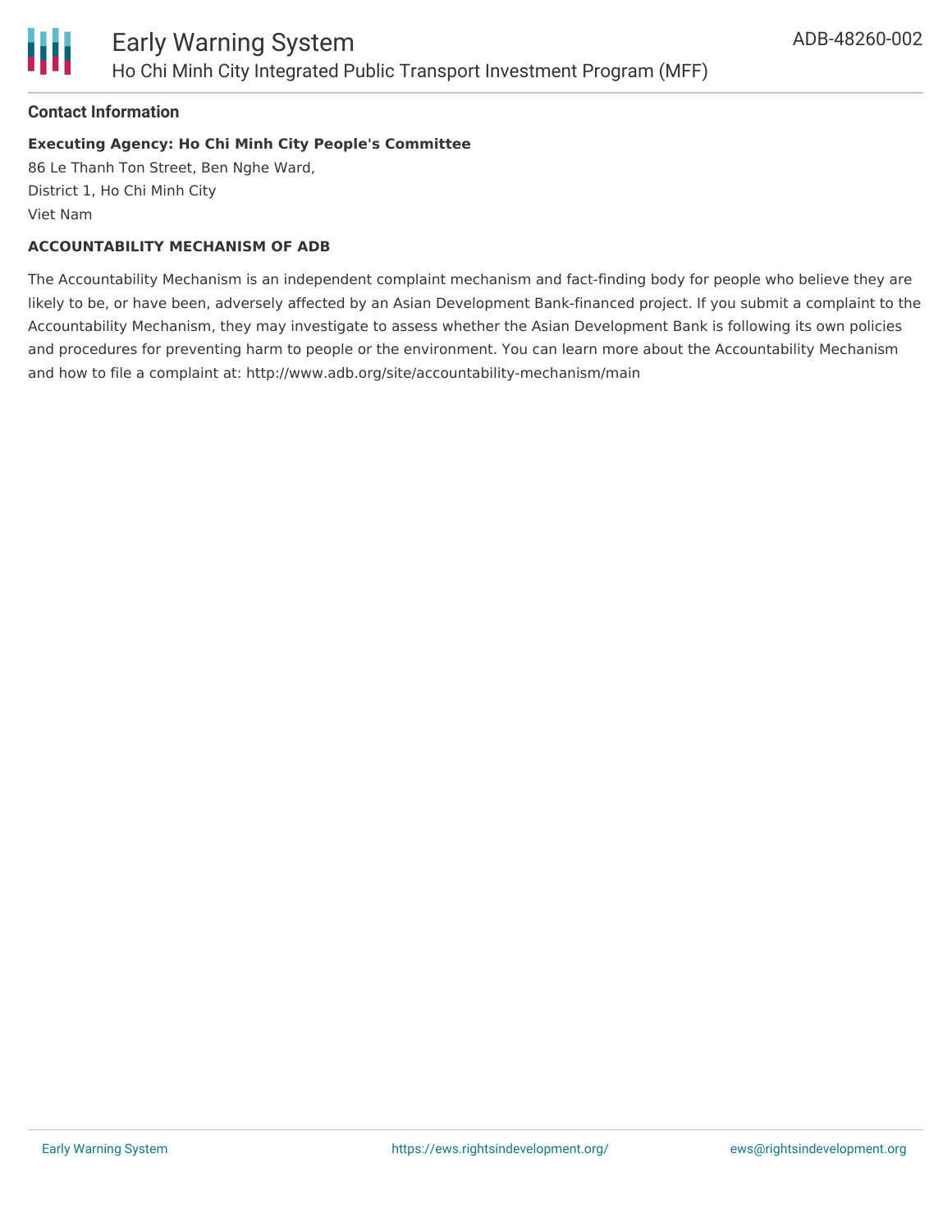#### Contact Information

**Executing Agency: Ho Chi Minh City People's Committee**

86 Le Thanh Ton Street, Ben Nghe Ward,
District 1, Ho Chi Minh City
Viet Nam

**ACCOUNTABILITY MECHANISM OF ADB**

The Accountability Mechanism is an independent complaint mechanism and fact-finding body for people who believe they are likely to be, or have been, adversely affected by an Asian Development Bank-financed project. If you submit a complaint to the Accountability Mechanism, they may investigate to assess whether the Asian Development Bank is following its own policies and procedures for preventing harm to people or the environment. You can learn more about the Accountability Mechanism and how to file a complaint at: http://www.adb.org/site/accountability-mechanism/main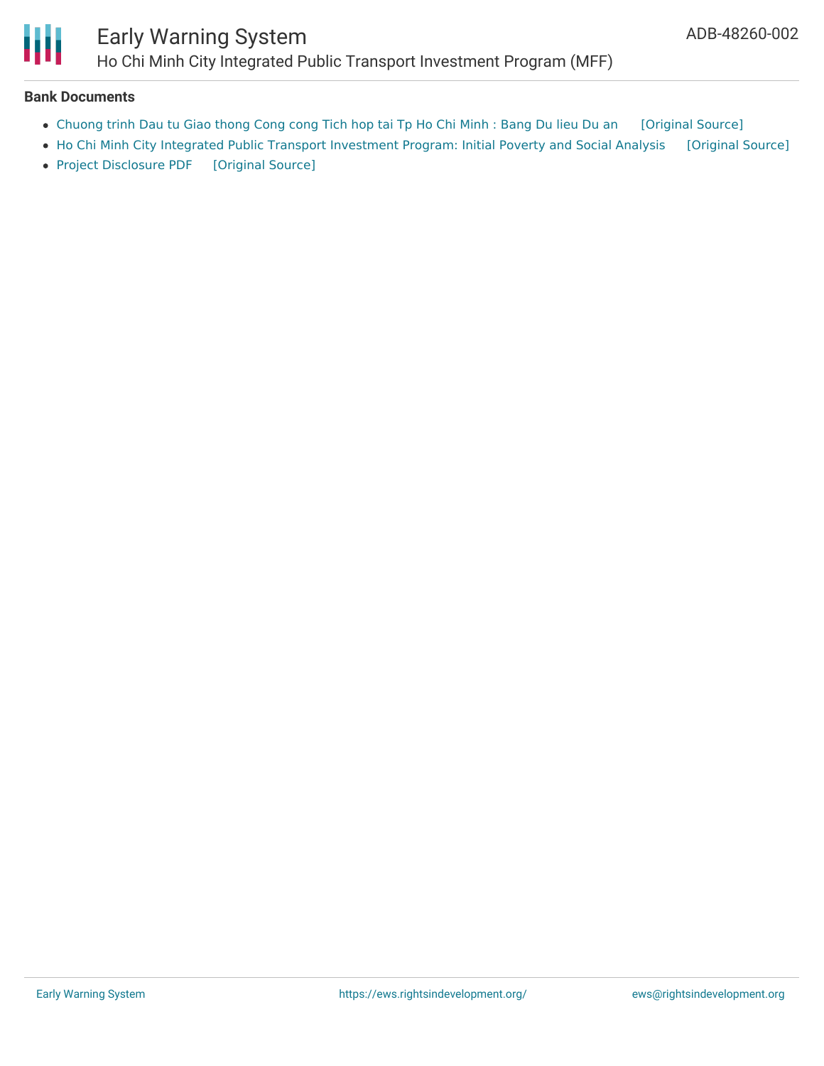**Bank Documents**

- Chuong trinh Dau tu Giao thong Cong cong Tich hop tai Tp Ho Chi Minh : Bang Du lieu Du an [Original Source]
- Ho Chi Minh City Integrated Public Transport Investment Program: Initial Poverty and Social Analysis [Original Source]
- Project Disclosure PDF [Original Source]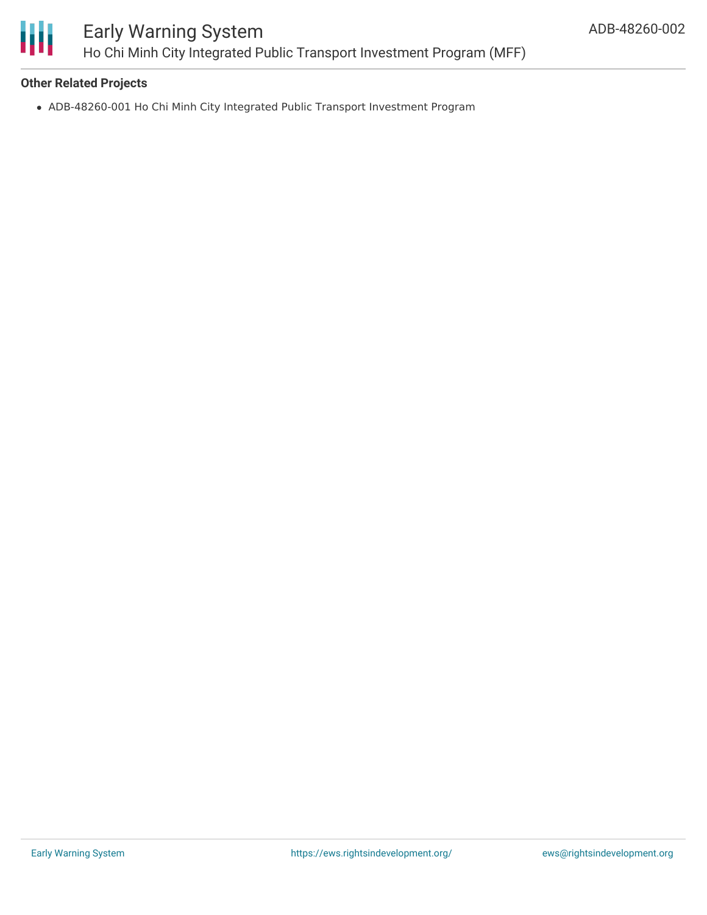**Other Related Projects**

- ADB-48260-001 Ho Chi Minh City Integrated Public Transport Investment Program